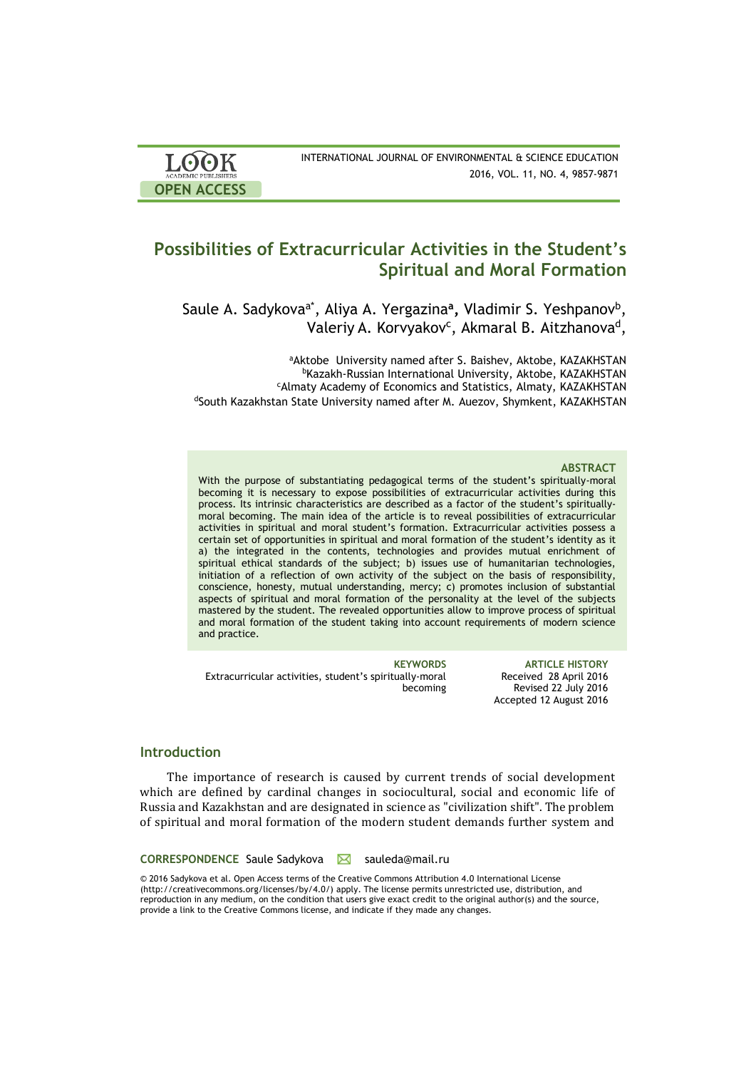# Possibilities of Extracurricular Activities in the Student's Spiritual and Moral Formation

Saule A. Sadykova[a*], Aliya A. Yergazina[a], Vladimir S. Yeshpanov[b], Valeriy A. Korvyakov[c], Akmaral B. Aitzhanova[d],

[a]Aktobe University named after S. Baishev, Aktobe, KAZAKHSTAN
[b]Kazakh-Russian International University, Aktobe, KAZAKHSTAN
[c]Almaty Academy of Economics and Statistics, Almaty, KAZAKHSTAN
[d]South Kazakhstan State University named after M. Auezov, Shymkent, KAZAKHSTAN

### ABSTRACT

With the purpose of substantiating pedagogical terms of the student's spiritually-moral becoming it is necessary to expose possibilities of extracurricular activities during this process. Its intrinsic characteristics are described as a factor of the student's spiritually-moral becoming. The main idea of the article is to reveal possibilities of extracurricular activities in spiritual and moral student's formation. Extracurricular activities possess a certain set of opportunities in spiritual and moral formation of the student's identity as it a) the integrated in the contents, technologies and provides mutual enrichment of spiritual ethical standards of the subject; b) issues use of humanitarian technologies, initiation of a reflection of own activity of the subject on the basis of responsibility, conscience, honesty, mutual understanding, mercy; c) promotes inclusion of substantial aspects of spiritual and moral formation of the personality at the level of the subjects mastered by the student. The revealed opportunities allow to improve process of spiritual and moral formation of the student taking into account requirements of modern science and practice.

**KEYWORDS**
Extracurricular activities, student's spiritually-moral becoming

**ARTICLE HISTORY**
Received 28 April 2016
Revised 22 July 2016
Accepted 12 August 2016

## Introduction

The importance of research is caused by current trends of social development which are defined by cardinal changes in sociocultural, social and economic life of Russia and Kazakhstan and are designated in science as "civilization shift". The problem of spiritual and moral formation of the modern student demands further system and

**CORRESPONDENCE** Saule Sadykova sauleda@mail.ru

© 2016 Sadykova et al. Open Access terms of the Creative Commons Attribution 4.0 International License (http://creativecommons.org/licenses/by/4.0/) apply. The license permits unrestricted use, distribution, and reproduction in any medium, on the condition that users give exact credit to the original author(s) and the source, provide a link to the Creative Commons license, and indicate if they made any changes.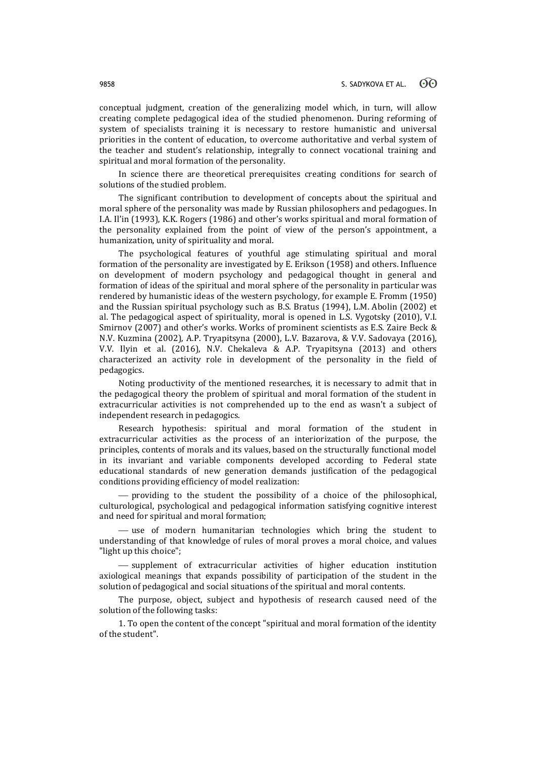conceptual judgment, creation of the generalizing model which, in turn, will allow creating complete pedagogical idea of the studied phenomenon. During reforming of system of specialists training it is necessary to restore humanistic and universal priorities in the content of education, to overcome authoritative and verbal system of the teacher and student's relationship, integrally to connect vocational training and spiritual and moral formation of the personality.

In science there are theoretical prerequisites creating conditions for search of solutions of the studied problem.

The significant contribution to development of concepts about the spiritual and moral sphere of the personality was made by Russian philosophers and pedagogues. In I.A. Il'in (1993), K.K. Rogers (1986) and other's works spiritual and moral formation of the personality explained from the point of view of the person's appointment, a humanization, unity of spirituality and moral.

The psychological features of youthful age stimulating spiritual and moral formation of the personality are investigated by E. Erikson (1958) and others. Influence on development of modern psychology and pedagogical thought in general and formation of ideas of the spiritual and moral sphere of the personality in particular was rendered by humanistic ideas of the western psychology, for example E. Fromm (1950) and the Russian spiritual psychology such as B.S. Bratus (1994), L.M. Abolin (2002) et al. The pedagogical aspect of spirituality, moral is opened in L.S. Vygotsky (2010), V.I. Smirnov (2007) and other's works. Works of prominent scientists as E.S. Zaire Beck & N.V. Kuzmina (2002), A.P. Tryapitsyna (2000), L.V. Bazarova, & V.V. Sadovaya (2016), V.V. Ilyin et al. (2016), N.V. Chekaleva & A.P. Tryapitsyna (2013) and others characterized an activity role in development of the personality in the field of pedagogics.

Noting productivity of the mentioned researches, it is necessary to admit that in the pedagogical theory the problem of spiritual and moral formation of the student in extracurricular activities is not comprehended up to the end as wasn't a subject of independent research in pedagogics.

Research hypothesis: spiritual and moral formation of the student in extracurricular activities as the process of an interiorization of the purpose, the principles, contents of morals and its values, based on the structurally functional model in its invariant and variable components developed according to Federal state educational standards of new generation demands justification of the pedagogical conditions providing efficiency of model realization:

— providing to the student the possibility of a choice of the philosophical, culturological, psychological and pedagogical information satisfying cognitive interest and need for spiritual and moral formation;

— use of modern humanitarian technologies which bring the student to understanding of that knowledge of rules of moral proves a moral choice, and values "light up this choice";

— supplement of extracurricular activities of higher education institution axiological meanings that expands possibility of participation of the student in the solution of pedagogical and social situations of the spiritual and moral contents.

The purpose, object, subject and hypothesis of research caused need of the solution of the following tasks:

1. To open the content of the concept "spiritual and moral formation of the identity of the student".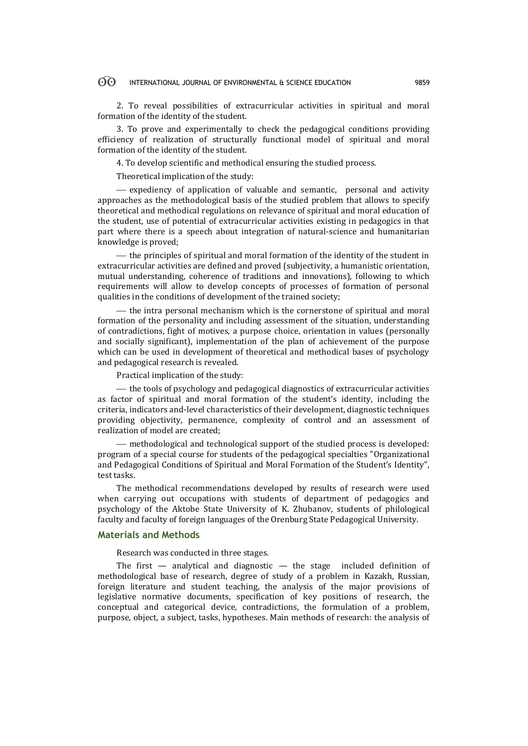2. To reveal possibilities of extracurricular activities in spiritual and moral formation of the identity of the student.

3. To prove and experimentally to check the pedagogical conditions providing efficiency of realization of structurally functional model of spiritual and moral formation of the identity of the student.

4. To develop scientific and methodical ensuring the studied process.

Theoretical implication of the study:

— expediency of application of valuable and semantic, personal and activity approaches as the methodological basis of the studied problem that allows to specify theoretical and methodical regulations on relevance of spiritual and moral education of the student, use of potential of extracurricular activities existing in pedagogics in that part where there is a speech about integration of natural-science and humanitarian knowledge is proved;

— the principles of spiritual and moral formation of the identity of the student in extracurricular activities are defined and proved (subjectivity, a humanistic orientation, mutual understanding, coherence of traditions and innovations), following to which requirements will allow to develop concepts of processes of formation of personal qualities in the conditions of development of the trained society;

— the intra personal mechanism which is the cornerstone of spiritual and moral formation of the personality and including assessment of the situation, understanding of contradictions, fight of motives, a purpose choice, orientation in values (personally and socially significant), implementation of the plan of achievement of the purpose which can be used in development of theoretical and methodical bases of psychology and pedagogical research is revealed.

Practical implication of the study:

— the tools of psychology and pedagogical diagnostics of extracurricular activities as factor of spiritual and moral formation of the student's identity, including the criteria, indicators and-level characteristics of their development, diagnostic techniques providing objectivity, permanence, complexity of control and an assessment of realization of model are created;

— methodological and technological support of the studied process is developed: program of a special course for students of the pedagogical specialties "Organizational and Pedagogical Conditions of Spiritual and Moral Formation of the Student's Identity", test tasks.

The methodical recommendations developed by results of research were used when carrying out occupations with students of department of pedagogics and psychology of the Aktobe State University of K. Zhubanov, students of philological faculty and faculty of foreign languages of the Orenburg State Pedagogical University.

## Materials and Methods

Research was conducted in three stages.

The first — analytical and diagnostic — the stage included definition of methodological base of research, degree of study of a problem in Kazakh, Russian, foreign literature and student teaching, the analysis of the major provisions of legislative normative documents, specification of key positions of research, the conceptual and categorical device, contradictions, the formulation of a problem, purpose, object, a subject, tasks, hypotheses. Main methods of research: the analysis of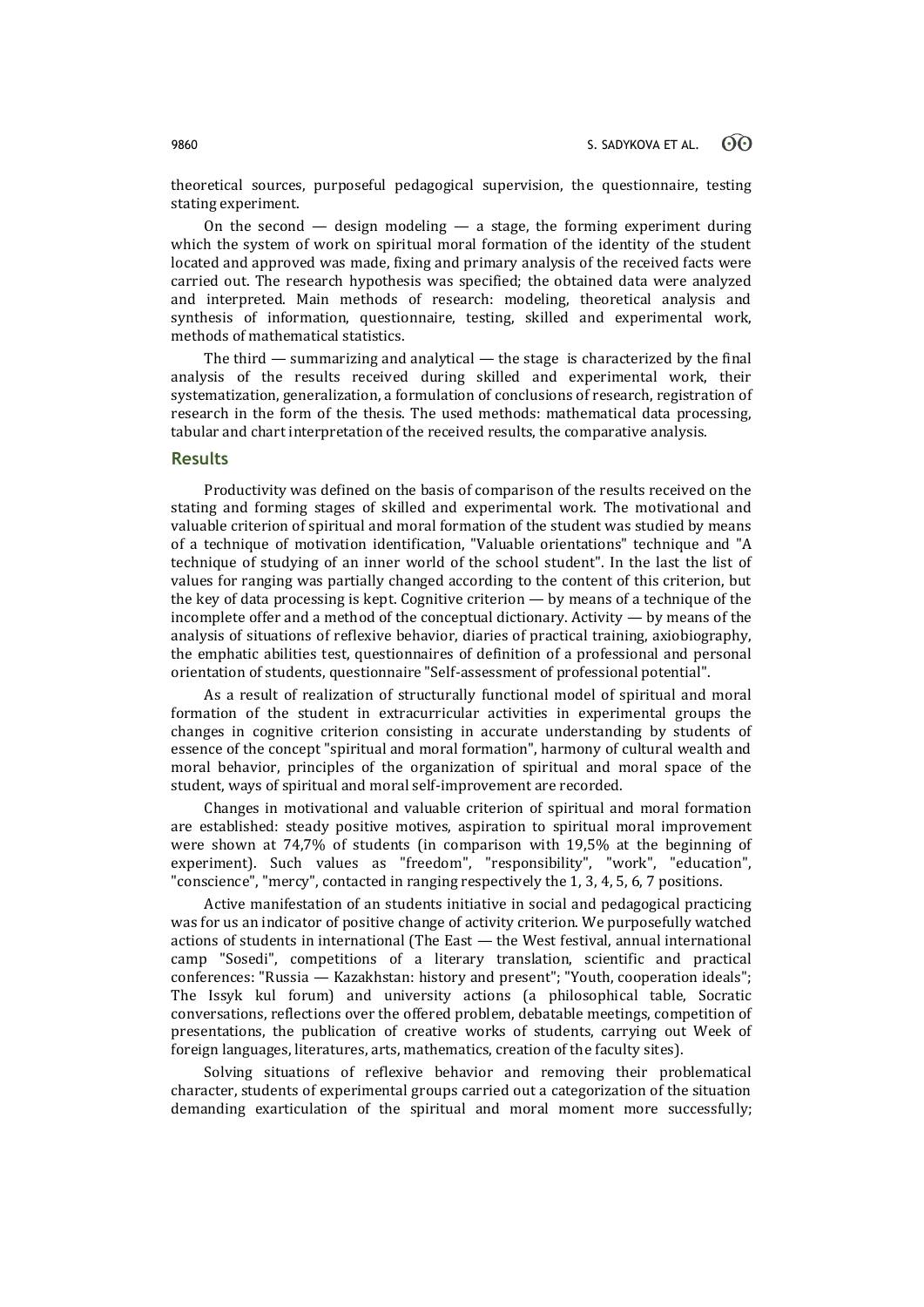theoretical sources, purposeful pedagogical supervision, the questionnaire, testing stating experiment.

On the second — design modeling — a stage, the forming experiment during which the system of work on spiritual moral formation of the identity of the student located and approved was made, fixing and primary analysis of the received facts were carried out. The research hypothesis was specified; the obtained data were analyzed and interpreted. Main methods of research: modeling, theoretical analysis and synthesis of information, questionnaire, testing, skilled and experimental work, methods of mathematical statistics.

The third — summarizing and analytical — the stage is characterized by the final analysis of the results received during skilled and experimental work, their systematization, generalization, a formulation of conclusions of research, registration of research in the form of the thesis. The used methods: mathematical data processing, tabular and chart interpretation of the received results, the comparative analysis.

## Results

Productivity was defined on the basis of comparison of the results received on the stating and forming stages of skilled and experimental work. The motivational and valuable criterion of spiritual and moral formation of the student was studied by means of a technique of motivation identification, "Valuable orientations" technique and "A technique of studying of an inner world of the school student". In the last the list of values for ranging was partially changed according to the content of this criterion, but the key of data processing is kept. Cognitive criterion — by means of a technique of the incomplete offer and a method of the conceptual dictionary. Activity — by means of the analysis of situations of reflexive behavior, diaries of practical training, axiobiography, the emphatic abilities test, questionnaires of definition of a professional and personal orientation of students, questionnaire "Self-assessment of professional potential".

As a result of realization of structurally functional model of spiritual and moral formation of the student in extracurricular activities in experimental groups the changes in cognitive criterion consisting in accurate understanding by students of essence of the concept "spiritual and moral formation", harmony of cultural wealth and moral behavior, principles of the organization of spiritual and moral space of the student, ways of spiritual and moral self-improvement are recorded.

Changes in motivational and valuable criterion of spiritual and moral formation are established: steady positive motives, aspiration to spiritual moral improvement were shown at 74,7% of students (in comparison with 19,5% at the beginning of experiment). Such values as "freedom", "responsibility", "work", "education", "conscience", "mercy", contacted in ranging respectively the 1, 3, 4, 5, 6, 7 positions.

Active manifestation of an students initiative in social and pedagogical practicing was for us an indicator of positive change of activity criterion. We purposefully watched actions of students in international (The East — the West festival, annual international camp "Sosedi", competitions of a literary translation, scientific and practical conferences: "Russia — Kazakhstan: history and present"; "Youth, cooperation ideals"; The Issyk kul forum) and university actions (a philosophical table, Socratic conversations, reflections over the offered problem, debatable meetings, competition of presentations, the publication of creative works of students, carrying out Week of foreign languages, literatures, arts, mathematics, creation of the faculty sites).

Solving situations of reflexive behavior and removing their problematical character, students of experimental groups carried out a categorization of the situation demanding exarticulation of the spiritual and moral moment more successfully;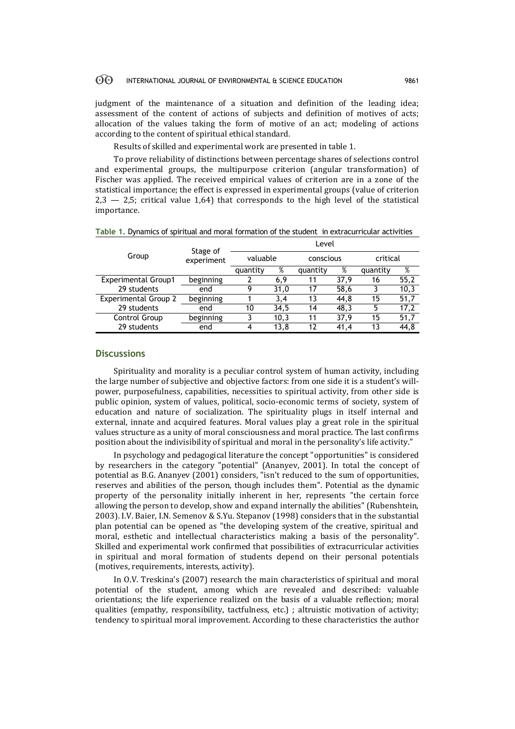judgment of the maintenance of a situation and definition of the leading idea; assessment of the content of actions of subjects and definition of motives of acts; allocation of the values taking the form of motive of an act; modeling of actions according to the content of spiritual ethical standard.

Results of skilled and experimental work are presented in table 1.

To prove reliability of distinctions between percentage shares of selections control and experimental groups, the multipurpose criterion (angular transformation) of Fischer was applied. The received empirical values of criterion are in a zone of the statistical importance; the effect is expressed in experimental groups (value of criterion 2,3 — 2,5; critical value 1,64) that corresponds to the high level of the statistical importance.

**Table 1.** Dynamics of spiritual and moral formation of the student in extracurricular activities

| Group | Stage of experiment | Level | | | | | |
|---|---|---|---|---|---|---|---|
| | | valuable | | conscious | | critical | |
| | | quantity | % | quantity | % | quantity | % |
| Experimental Group1 | beginning | 2 | 6,9 | 11 | 37,9 | 16 | 55,2 |
| 29 students | end | 9 | 31,0 | 17 | 58,6 | 3 | 10,3 |
| Experimental Group 2 | beginning | 1 | 3,4 | 13 | 44,8 | 15 | 51,7 |
| 29 students | end | 10 | 34,5 | 14 | 48,3 | 5 | 17,2 |
| Control Group | beginning | 3 | 10,3 | 11 | 37,9 | 15 | 51,7 |
| 29 students | end | 4 | 13,8 | 12 | 41,4 | 13 | 44,8 |

## Discussions

Spirituality and morality is a peculiar control system of human activity, including the large number of subjective and objective factors: from one side it is a student's will-power, purposefulness, capabilities, necessities to spiritual activity, from other side is public opinion, system of values, political, socio-economic terms of society, system of education and nature of socialization. The spirituality plugs in itself internal and external, innate and acquired features. Moral values play a great role in the spiritual values structure as a unity of moral consciousness and moral practice. The last confirms position about the indivisibility of spiritual and moral in the personality's life activity."

In psychology and pedagogical literature the concept "opportunities" is considered by researchers in the category "potential" (Ananyev, 2001). In total the concept of potential as B.G. Ananyev (2001) considers, "isn't reduced to the sum of opportunities, reserves and abilities of the person, though includes them". Potential as the dynamic property of the personality initially inherent in her, represents "the certain force allowing the person to develop, show and expand internally the abilities" (Rubenshtein, 2003). I.V. Baier, I.N. Semenov & S.Yu. Stepanov (1998) considers that in the substantial plan potential can be opened as "the developing system of the creative, spiritual and moral, esthetic and intellectual characteristics making a basis of the personality". Skilled and experimental work confirmed that possibilities of extracurricular activities in spiritual and moral formation of students depend on their personal potentials (motives, requirements, interests, activity).

In O.V. Treskina's (2007) research the main characteristics of spiritual and moral potential of the student, among which are revealed and described: valuable orientations; the life experience realized on the basis of a valuable reflection; moral qualities (empathy, responsibility, tactfulness, etc.) ; altruistic motivation of activity; tendency to spiritual moral improvement. According to these characteristics the author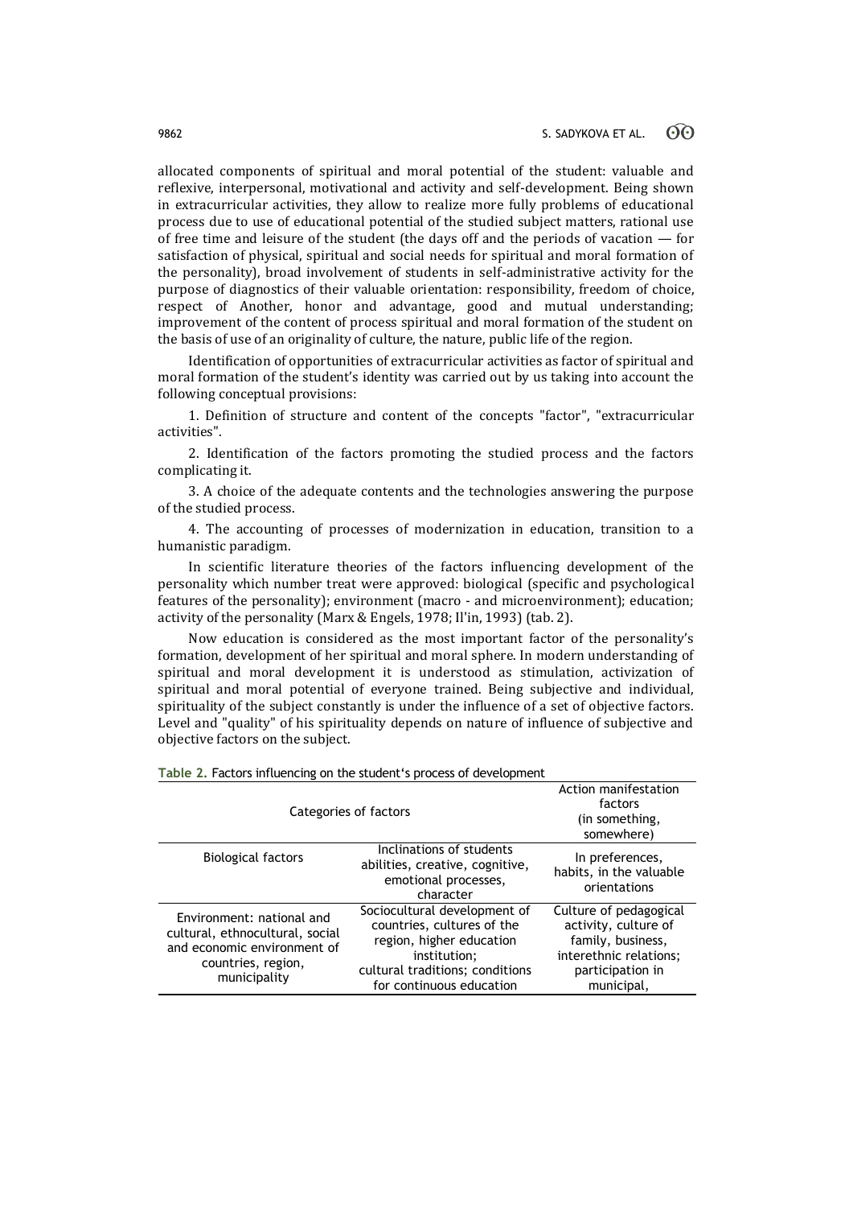allocated components of spiritual and moral potential of the student: valuable and reflexive, interpersonal, motivational and activity and self-development. Being shown in extracurricular activities, they allow to realize more fully problems of educational process due to use of educational potential of the studied subject matters, rational use of free time and leisure of the student (the days off and the periods of vacation — for satisfaction of physical, spiritual and social needs for spiritual and moral formation of the personality), broad involvement of students in self-administrative activity for the purpose of diagnostics of their valuable orientation: responsibility, freedom of choice, respect of Another, honor and advantage, good and mutual understanding; improvement of the content of process spiritual and moral formation of the student on the basis of use of an originality of culture, the nature, public life of the region.

Identification of opportunities of extracurricular activities as factor of spiritual and moral formation of the student's identity was carried out by us taking into account the following conceptual provisions:

1. Definition of structure and content of the concepts "factor", "extracurricular activities".

2. Identification of the factors promoting the studied process and the factors complicating it.

3. A choice of the adequate contents and the technologies answering the purpose of the studied process.

4. The accounting of processes of modernization in education, transition to a humanistic paradigm.

In scientific literature theories of the factors influencing development of the personality which number treat were approved: biological (specific and psychological features of the personality); environment (macro - and microenvironment); education; activity of the personality (Marx & Engels, 1978; Il'in, 1993) (tab. 2).

Now education is considered as the most important factor of the personality's formation, development of her spiritual and moral sphere. In modern understanding of spiritual and moral development it is understood as stimulation, activization of spiritual and moral potential of everyone trained. Being subjective and individual, spirituality of the subject constantly is under the influence of a set of objective factors. Level and "quality" of his spirituality depends on nature of influence of subjective and objective factors on the subject.

**Table 2.** Factors influencing on the student's process of development

| Categories of factors | | Action manifestation factors (in something, somewhere) |
|---|---|---|
| Biological factors | Inclinations of students abilities, creative, cognitive, emotional processes, character | In preferences, habits, in the valuable orientations |
| Environment: national and cultural, ethnocultural, social and economic environment of countries, region, municipality | Sociocultural development of countries, cultures of the region, higher education institution; cultural traditions; conditions for continuous education | Culture of pedagogical activity, culture of family, business, interethnic relations; participation in municipal, |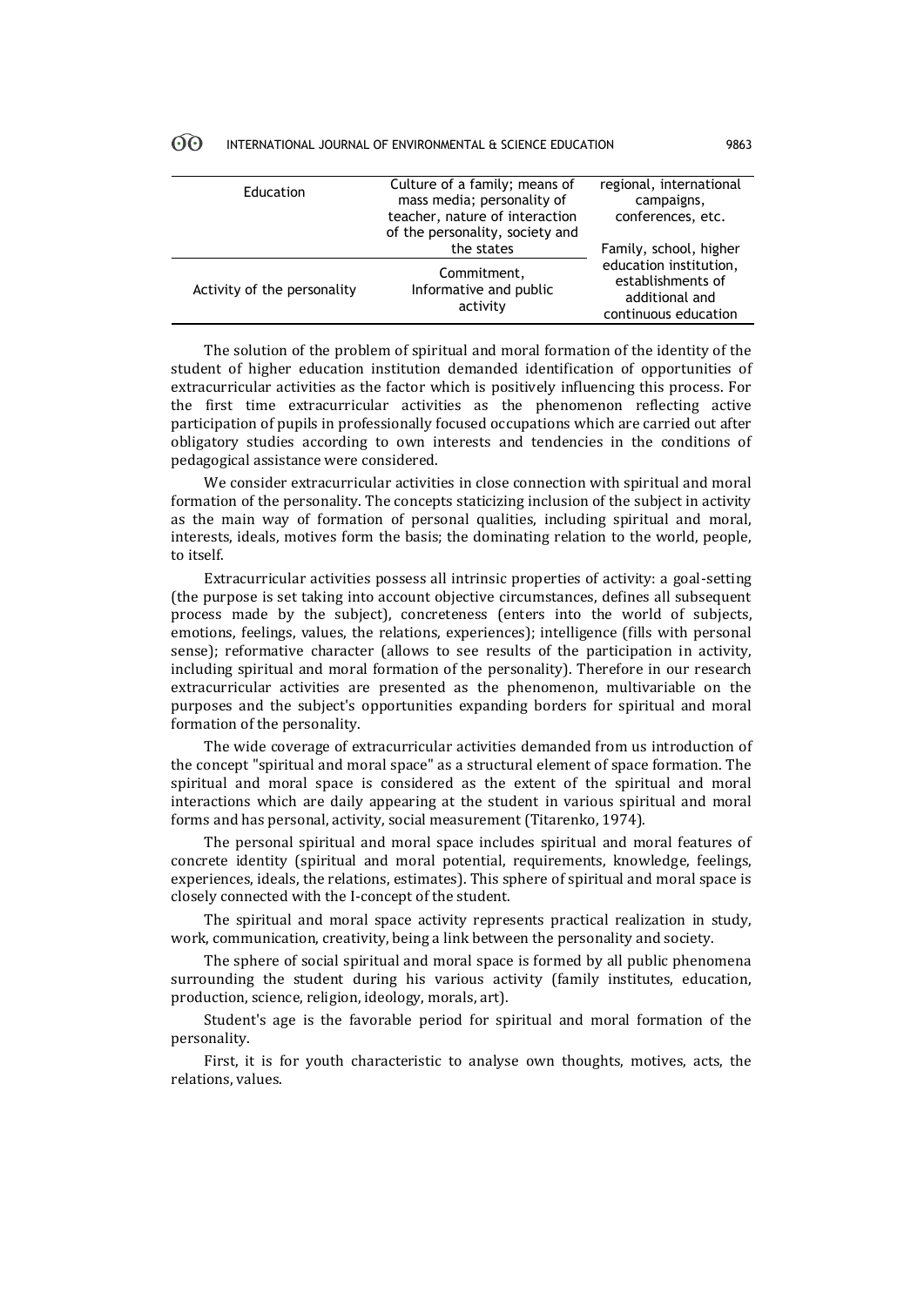| Education | Culture of a family; means of mass media; personality of teacher, nature of interaction of the personality, society and the states | regional, international campaigns, conferences, etc. |
|---|---|---|
| Activity of the personality | Commitment, Informative and public activity | Family, school, higher education institution, establishments of additional and continuous education |

The solution of the problem of spiritual and moral formation of the identity of the student of higher education institution demanded identification of opportunities of extracurricular activities as the factor which is positively influencing this process. For the first time extracurricular activities as the phenomenon reflecting active participation of pupils in professionally focused occupations which are carried out after obligatory studies according to own interests and tendencies in the conditions of pedagogical assistance were considered.

We consider extracurricular activities in close connection with spiritual and moral formation of the personality. The concepts staticizing inclusion of the subject in activity as the main way of formation of personal qualities, including spiritual and moral, interests, ideals, motives form the basis; the dominating relation to the world, people, to itself.

Extracurricular activities possess all intrinsic properties of activity: a goal-setting (the purpose is set taking into account objective circumstances, defines all subsequent process made by the subject), concreteness (enters into the world of subjects, emotions, feelings, values, the relations, experiences); intelligence (fills with personal sense); reformative character (allows to see results of the participation in activity, including spiritual and moral formation of the personality). Therefore in our research extracurricular activities are presented as the phenomenon, multivariable on the purposes and the subject's opportunities expanding borders for spiritual and moral formation of the personality.

The wide coverage of extracurricular activities demanded from us introduction of the concept "spiritual and moral space" as a structural element of space formation. The spiritual and moral space is considered as the extent of the spiritual and moral interactions which are daily appearing at the student in various spiritual and moral forms and has personal, activity, social measurement (Titarenko, 1974).

The personal spiritual and moral space includes spiritual and moral features of concrete identity (spiritual and moral potential, requirements, knowledge, feelings, experiences, ideals, the relations, estimates). This sphere of spiritual and moral space is closely connected with the I-concept of the student.

The spiritual and moral space activity represents practical realization in study, work, communication, creativity, being a link between the personality and society.

The sphere of social spiritual and moral space is formed by all public phenomena surrounding the student during his various activity (family institutes, education, production, science, religion, ideology, morals, art).

Student's age is the favorable period for spiritual and moral formation of the personality.

First, it is for youth characteristic to analyse own thoughts, motives, acts, the relations, values.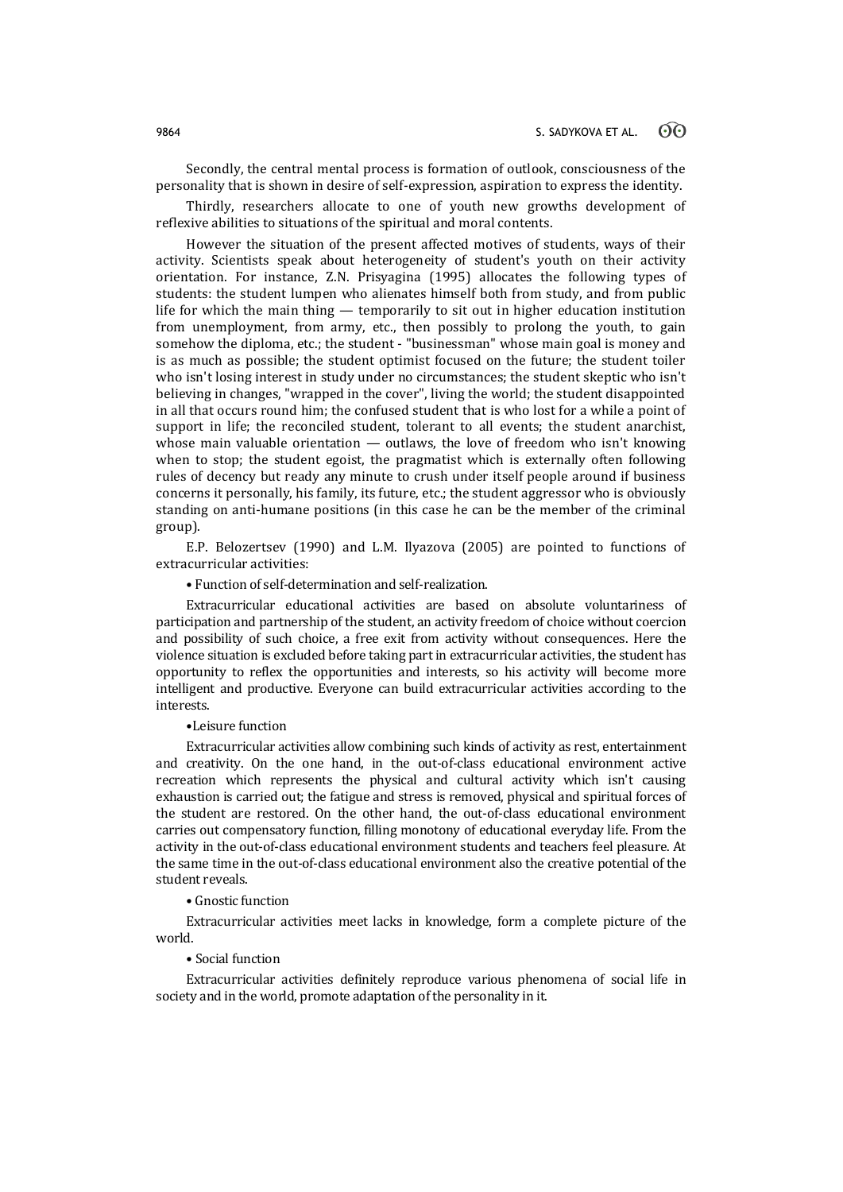Secondly, the central mental process is formation of outlook, consciousness of the personality that is shown in desire of self-expression, aspiration to express the identity.

Thirdly, researchers allocate to one of youth new growths development of reflexive abilities to situations of the spiritual and moral contents.

However the situation of the present affected motives of students, ways of their activity. Scientists speak about heterogeneity of student's youth on their activity orientation. For instance, Z.N. Prisyagina (1995) allocates the following types of students: the student lumpen who alienates himself both from study, and from public life for which the main thing — temporarily to sit out in higher education institution from unemployment, from army, etc., then possibly to prolong the youth, to gain somehow the diploma, etc.; the student - "businessman" whose main goal is money and is as much as possible; the student optimist focused on the future; the student toiler who isn't losing interest in study under no circumstances; the student skeptic who isn't believing in changes, "wrapped in the cover", living the world; the student disappointed in all that occurs round him; the confused student that is who lost for a while a point of support in life; the reconciled student, tolerant to all events; the student anarchist, whose main valuable orientation — outlaws, the love of freedom who isn't knowing when to stop; the student egoist, the pragmatist which is externally often following rules of decency but ready any minute to crush under itself people around if business concerns it personally, his family, its future, etc.; the student aggressor who is obviously standing on anti-humane positions (in this case he can be the member of the criminal group).

E.P. Belozertsev (1990) and L.M. Ilyazova (2005) are pointed to functions of extracurricular activities:

• Function of self-determination and self-realization.

Extracurricular educational activities are based on absolute voluntariness of participation and partnership of the student, an activity freedom of choice without coercion and possibility of such choice, a free exit from activity without consequences. Here the violence situation is excluded before taking part in extracurricular activities, the student has opportunity to reflex the opportunities and interests, so his activity will become more intelligent and productive. Everyone can build extracurricular activities according to the interests.

•Leisure function

Extracurricular activities allow combining such kinds of activity as rest, entertainment and creativity. On the one hand, in the out-of-class educational environment active recreation which represents the physical and cultural activity which isn't causing exhaustion is carried out; the fatigue and stress is removed, physical and spiritual forces of the student are restored. On the other hand, the out-of-class educational environment carries out compensatory function, filling monotony of educational everyday life. From the activity in the out-of-class educational environment students and teachers feel pleasure. At the same time in the out-of-class educational environment also the creative potential of the student reveals.

• Gnostic function

Extracurricular activities meet lacks in knowledge, form a complete picture of the world.

• Social function

Extracurricular activities definitely reproduce various phenomena of social life in society and in the world, promote adaptation of the personality in it.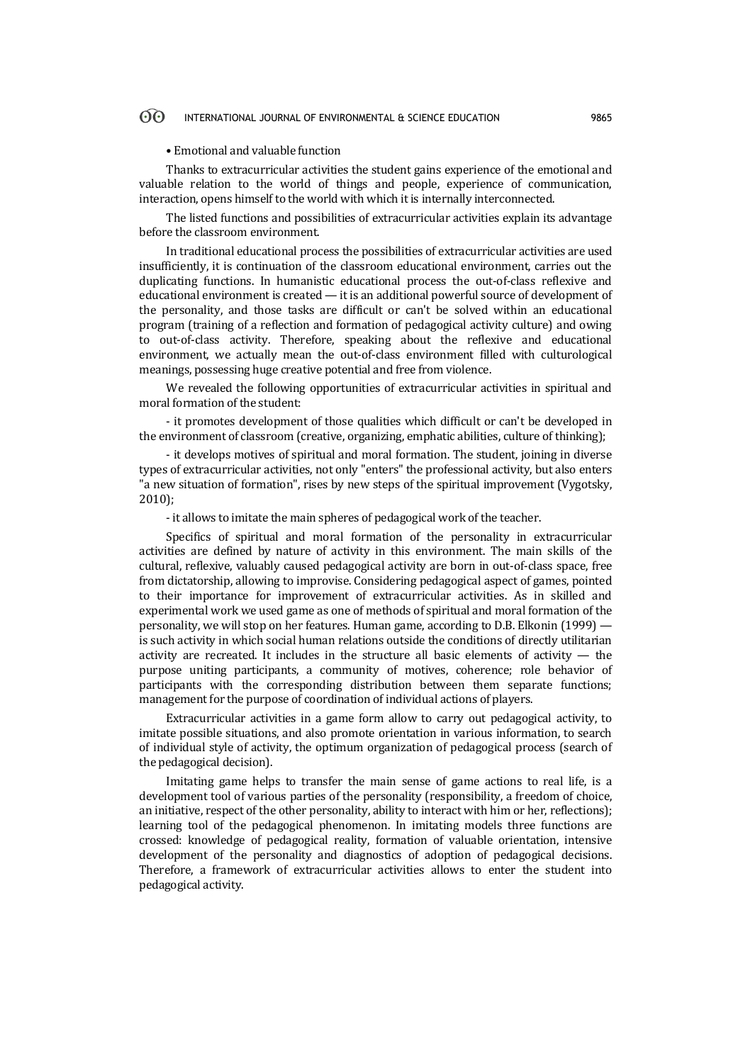• Emotional and valuable function

Thanks to extracurricular activities the student gains experience of the emotional and valuable relation to the world of things and people, experience of communication, interaction, opens himself to the world with which it is internally interconnected.

The listed functions and possibilities of extracurricular activities explain its advantage before the classroom environment.

In traditional educational process the possibilities of extracurricular activities are used insufficiently, it is continuation of the classroom educational environment, carries out the duplicating functions. In humanistic educational process the out-of-class reflexive and educational environment is created — it is an additional powerful source of development of the personality, and those tasks are difficult or can't be solved within an educational program (training of a reflection and formation of pedagogical activity culture) and owing to out-of-class activity. Therefore, speaking about the reflexive and educational environment, we actually mean the out-of-class environment filled with culturological meanings, possessing huge creative potential and free from violence.

We revealed the following opportunities of extracurricular activities in spiritual and moral formation of the student:

- it promotes development of those qualities which difficult or can't be developed in the environment of classroom (creative, organizing, emphatic abilities, culture of thinking);

- it develops motives of spiritual and moral formation. The student, joining in diverse types of extracurricular activities, not only "enters" the professional activity, but also enters "a new situation of formation", rises by new steps of the spiritual improvement (Vygotsky, 2010);

- it allows to imitate the main spheres of pedagogical work of the teacher.

Specifics of spiritual and moral formation of the personality in extracurricular activities are defined by nature of activity in this environment. The main skills of the cultural, reflexive, valuably caused pedagogical activity are born in out-of-class space, free from dictatorship, allowing to improvise. Considering pedagogical aspect of games, pointed to their importance for improvement of extracurricular activities. As in skilled and experimental work we used game as one of methods of spiritual and moral formation of the personality, we will stop on her features. Human game, according to D.B. Elkonin (1999) — is such activity in which social human relations outside the conditions of directly utilitarian activity are recreated. It includes in the structure all basic elements of activity — the purpose uniting participants, a community of motives, coherence; role behavior of participants with the corresponding distribution between them separate functions; management for the purpose of coordination of individual actions of players.

Extracurricular activities in a game form allow to carry out pedagogical activity, to imitate possible situations, and also promote orientation in various information, to search of individual style of activity, the optimum organization of pedagogical process (search of the pedagogical decision).

Imitating game helps to transfer the main sense of game actions to real life, is a development tool of various parties of the personality (responsibility, a freedom of choice, an initiative, respect of the other personality, ability to interact with him or her, reflections); learning tool of the pedagogical phenomenon. In imitating models three functions are crossed: knowledge of pedagogical reality, formation of valuable orientation, intensive development of the personality and diagnostics of adoption of pedagogical decisions. Therefore, a framework of extracurricular activities allows to enter the student into pedagogical activity.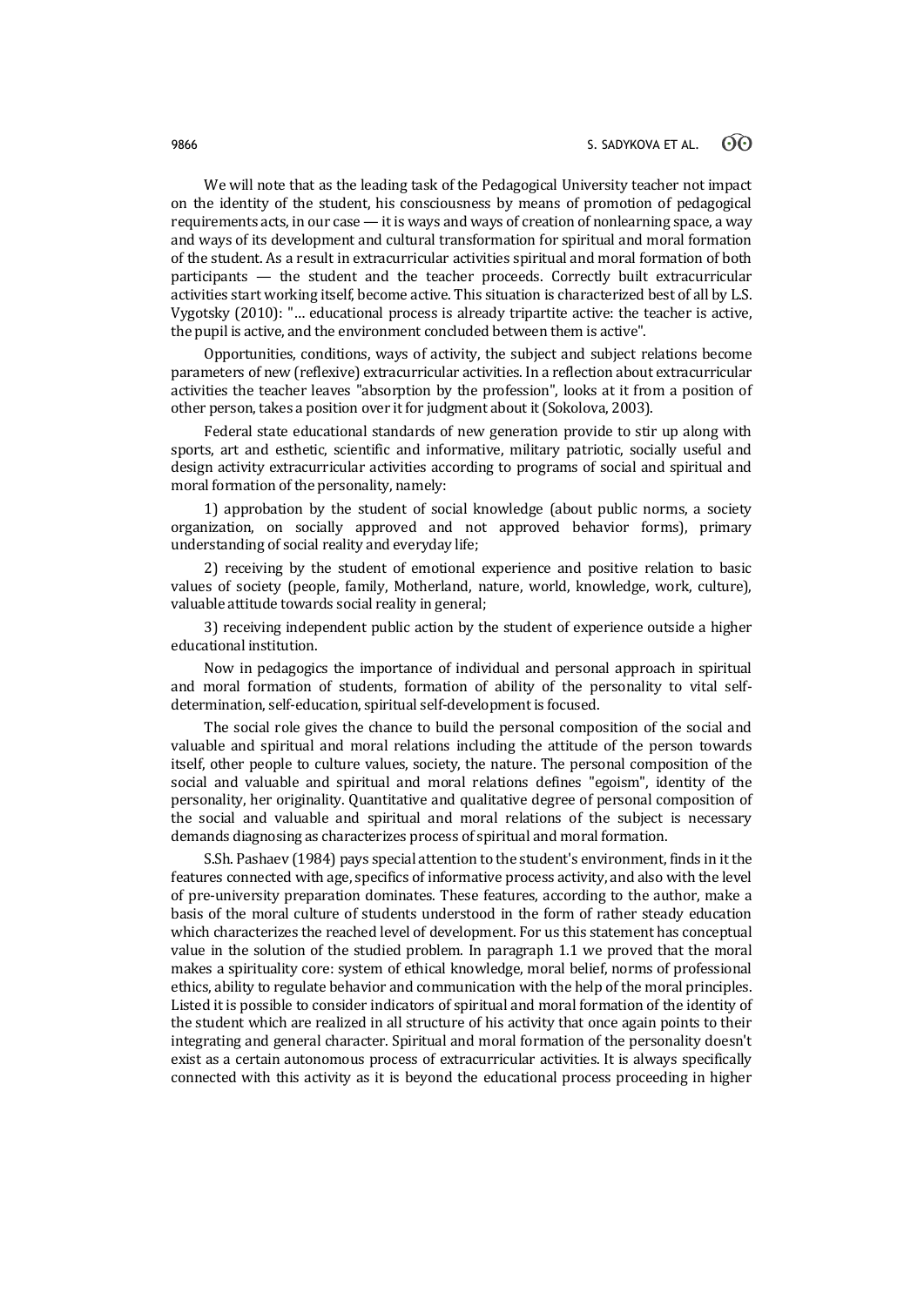We will note that as the leading task of the Pedagogical University teacher not impact on the identity of the student, his consciousness by means of promotion of pedagogical requirements acts, in our case — it is ways and ways of creation of nonlearning space, a way and ways of its development and cultural transformation for spiritual and moral formation of the student. As a result in extracurricular activities spiritual and moral formation of both participants — the student and the teacher proceeds. Correctly built extracurricular activities start working itself, become active. This situation is characterized best of all by L.S. Vygotsky (2010): "… educational process is already tripartite active: the teacher is active, the pupil is active, and the environment concluded between them is active".

Opportunities, conditions, ways of activity, the subject and subject relations become parameters of new (reflexive) extracurricular activities. In a reflection about extracurricular activities the teacher leaves "absorption by the profession", looks at it from a position of other person, takes a position over it for judgment about it (Sokolova, 2003).

Federal state educational standards of new generation provide to stir up along with sports, art and esthetic, scientific and informative, military patriotic, socially useful and design activity extracurricular activities according to programs of social and spiritual and moral formation of the personality, namely:

1) approbation by the student of social knowledge (about public norms, a society organization, on socially approved and not approved behavior forms), primary understanding of social reality and everyday life;

2) receiving by the student of emotional experience and positive relation to basic values of society (people, family, Motherland, nature, world, knowledge, work, culture), valuable attitude towards social reality in general;

3) receiving independent public action by the student of experience outside a higher educational institution.

Now in pedagogics the importance of individual and personal approach in spiritual and moral formation of students, formation of ability of the personality to vital self-determination, self-education, spiritual self-development is focused.

The social role gives the chance to build the personal composition of the social and valuable and spiritual and moral relations including the attitude of the person towards itself, other people to culture values, society, the nature. The personal composition of the social and valuable and spiritual and moral relations defines "egoism", identity of the personality, her originality. Quantitative and qualitative degree of personal composition of the social and valuable and spiritual and moral relations of the subject is necessary demands diagnosing as characterizes process of spiritual and moral formation.

S.Sh. Pashaev (1984) pays special attention to the student's environment, finds in it the features connected with age, specifics of informative process activity, and also with the level of pre-university preparation dominates. These features, according to the author, make a basis of the moral culture of students understood in the form of rather steady education which characterizes the reached level of development. For us this statement has conceptual value in the solution of the studied problem. In paragraph 1.1 we proved that the moral makes a spirituality core: system of ethical knowledge, moral belief, norms of professional ethics, ability to regulate behavior and communication with the help of the moral principles. Listed it is possible to consider indicators of spiritual and moral formation of the identity of the student which are realized in all structure of his activity that once again points to their integrating and general character. Spiritual and moral formation of the personality doesn't exist as a certain autonomous process of extracurricular activities. It is always specifically connected with this activity as it is beyond the educational process proceeding in higher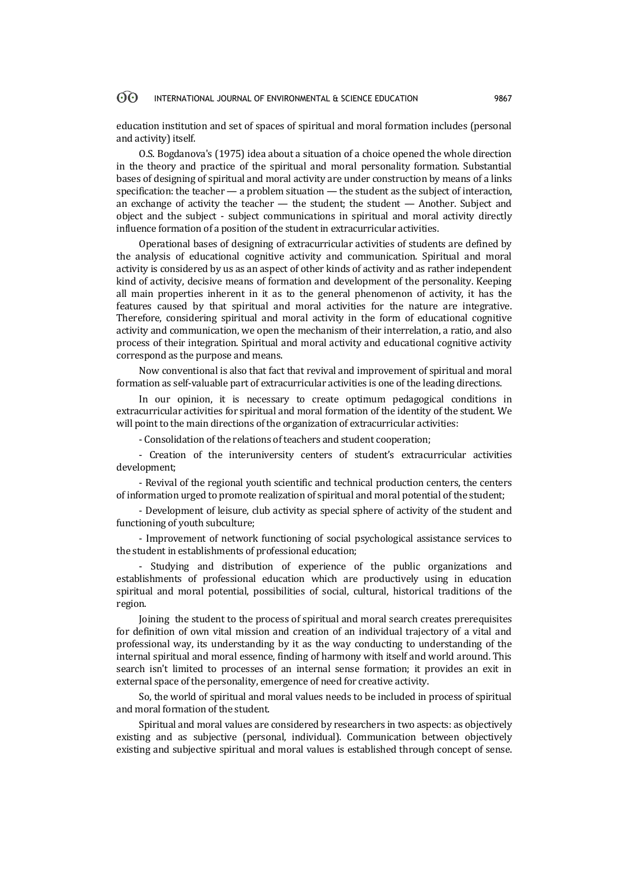education institution and set of spaces of spiritual and moral formation includes (personal and activity) itself.

O.S. Bogdanova's (1975) idea about a situation of a choice opened the whole direction in the theory and practice of the spiritual and moral personality formation. Substantial bases of designing of spiritual and moral activity are under construction by means of a links specification: the teacher — a problem situation — the student as the subject of interaction, an exchange of activity the teacher — the student; the student — Another. Subject and object and the subject - subject communications in spiritual and moral activity directly influence formation of a position of the student in extracurricular activities.

Operational bases of designing of extracurricular activities of students are defined by the analysis of educational cognitive activity and communication. Spiritual and moral activity is considered by us as an aspect of other kinds of activity and as rather independent kind of activity, decisive means of formation and development of the personality. Keeping all main properties inherent in it as to the general phenomenon of activity, it has the features caused by that spiritual and moral activities for the nature are integrative. Therefore, considering spiritual and moral activity in the form of educational cognitive activity and communication, we open the mechanism of their interrelation, a ratio, and also process of their integration. Spiritual and moral activity and educational cognitive activity correspond as the purpose and means.

Now conventional is also that fact that revival and improvement of spiritual and moral formation as self-valuable part of extracurricular activities is one of the leading directions.

In our opinion, it is necessary to create optimum pedagogical conditions in extracurricular activities for spiritual and moral formation of the identity of the student. We will point to the main directions of the organization of extracurricular activities:

- Consolidation of the relations of teachers and student cooperation;
- Creation of the interuniversity centers of student's extracurricular activities development;
- Revival of the regional youth scientific and technical production centers, the centers of information urged to promote realization of spiritual and moral potential of the student;
- Development of leisure, club activity as special sphere of activity of the student and functioning of youth subculture;
- Improvement of network functioning of social psychological assistance services to the student in establishments of professional education;
- Studying and distribution of experience of the public organizations and establishments of professional education which are productively using in education spiritual and moral potential, possibilities of social, cultural, historical traditions of the region.

Joining the student to the process of spiritual and moral search creates prerequisites for definition of own vital mission and creation of an individual trajectory of a vital and professional way, its understanding by it as the way conducting to understanding of the internal spiritual and moral essence, finding of harmony with itself and world around. This search isn't limited to processes of an internal sense formation; it provides an exit in external space of the personality, emergence of need for creative activity.

So, the world of spiritual and moral values needs to be included in process of spiritual and moral formation of the student.

Spiritual and moral values are considered by researchers in two aspects: as objectively existing and as subjective (personal, individual). Communication between objectively existing and subjective spiritual and moral values is established through concept of sense.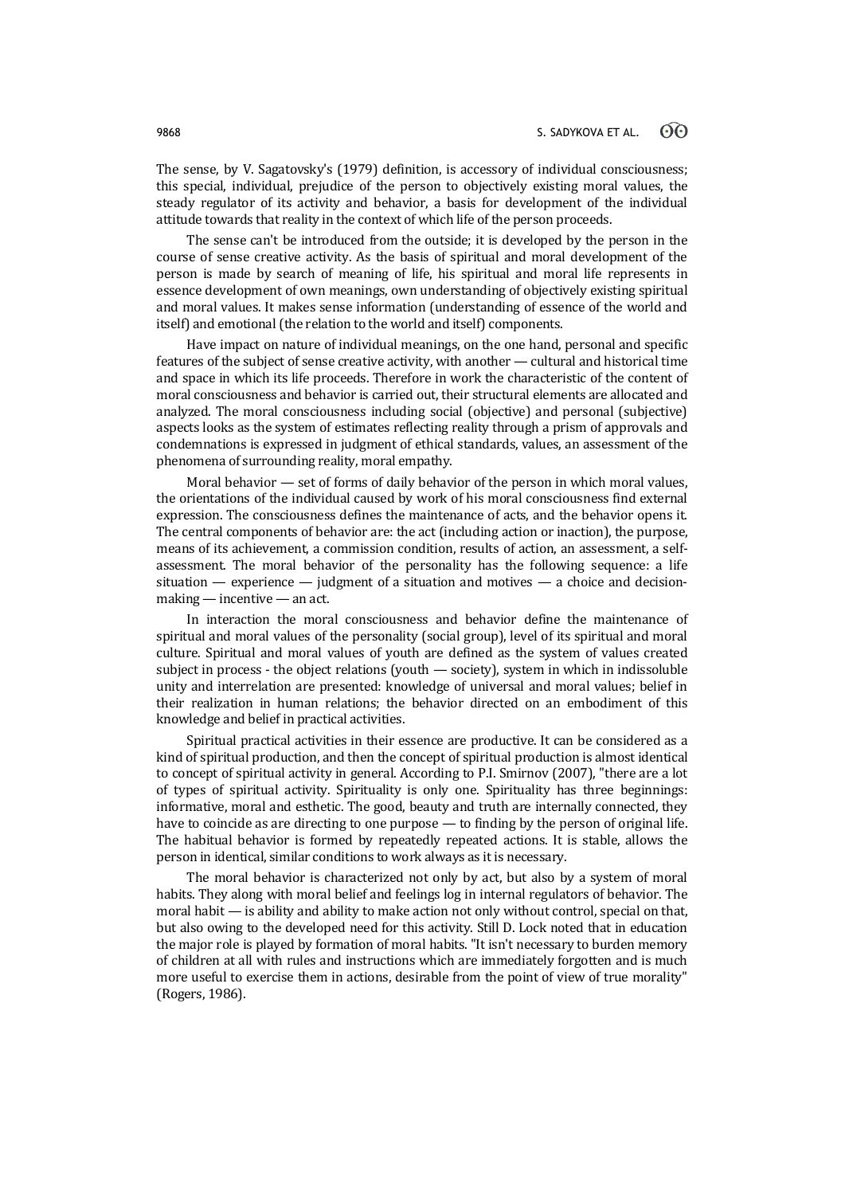The sense, by V. Sagatovsky's (1979) definition, is accessory of individual consciousness; this special, individual, prejudice of the person to objectively existing moral values, the steady regulator of its activity and behavior, a basis for development of the individual attitude towards that reality in the context of which life of the person proceeds.

The sense can't be introduced from the outside; it is developed by the person in the course of sense creative activity. As the basis of spiritual and moral development of the person is made by search of meaning of life, his spiritual and moral life represents in essence development of own meanings, own understanding of objectively existing spiritual and moral values. It makes sense information (understanding of essence of the world and itself) and emotional (the relation to the world and itself) components.

Have impact on nature of individual meanings, on the one hand, personal and specific features of the subject of sense creative activity, with another — cultural and historical time and space in which its life proceeds. Therefore in work the characteristic of the content of moral consciousness and behavior is carried out, their structural elements are allocated and analyzed. The moral consciousness including social (objective) and personal (subjective) aspects looks as the system of estimates reflecting reality through a prism of approvals and condemnations is expressed in judgment of ethical standards, values, an assessment of the phenomena of surrounding reality, moral empathy.

Moral behavior — set of forms of daily behavior of the person in which moral values, the orientations of the individual caused by work of his moral consciousness find external expression. The consciousness defines the maintenance of acts, and the behavior opens it. The central components of behavior are: the act (including action or inaction), the purpose, means of its achievement, a commission condition, results of action, an assessment, a self-assessment. The moral behavior of the personality has the following sequence: a life situation — experience — judgment of a situation and motives — a choice and decision-making — incentive — an act.

In interaction the moral consciousness and behavior define the maintenance of spiritual and moral values of the personality (social group), level of its spiritual and moral culture. Spiritual and moral values of youth are defined as the system of values created subject in process - the object relations (youth — society), system in which in indissoluble unity and interrelation are presented: knowledge of universal and moral values; belief in their realization in human relations; the behavior directed on an embodiment of this knowledge and belief in practical activities.

Spiritual practical activities in their essence are productive. It can be considered as a kind of spiritual production, and then the concept of spiritual production is almost identical to concept of spiritual activity in general. According to P.I. Smirnov (2007), "there are a lot of types of spiritual activity. Spirituality is only one. Spirituality has three beginnings: informative, moral and esthetic. The good, beauty and truth are internally connected, they have to coincide as are directing to one purpose — to finding by the person of original life. The habitual behavior is formed by repeatedly repeated actions. It is stable, allows the person in identical, similar conditions to work always as it is necessary.

The moral behavior is characterized not only by act, but also by a system of moral habits. They along with moral belief and feelings log in internal regulators of behavior. The moral habit — is ability and ability to make action not only without control, special on that, but also owing to the developed need for this activity. Still D. Lock noted that in education the major role is played by formation of moral habits. "It isn't necessary to burden memory of children at all with rules and instructions which are immediately forgotten and is much more useful to exercise them in actions, desirable from the point of view of true morality" (Rogers, 1986).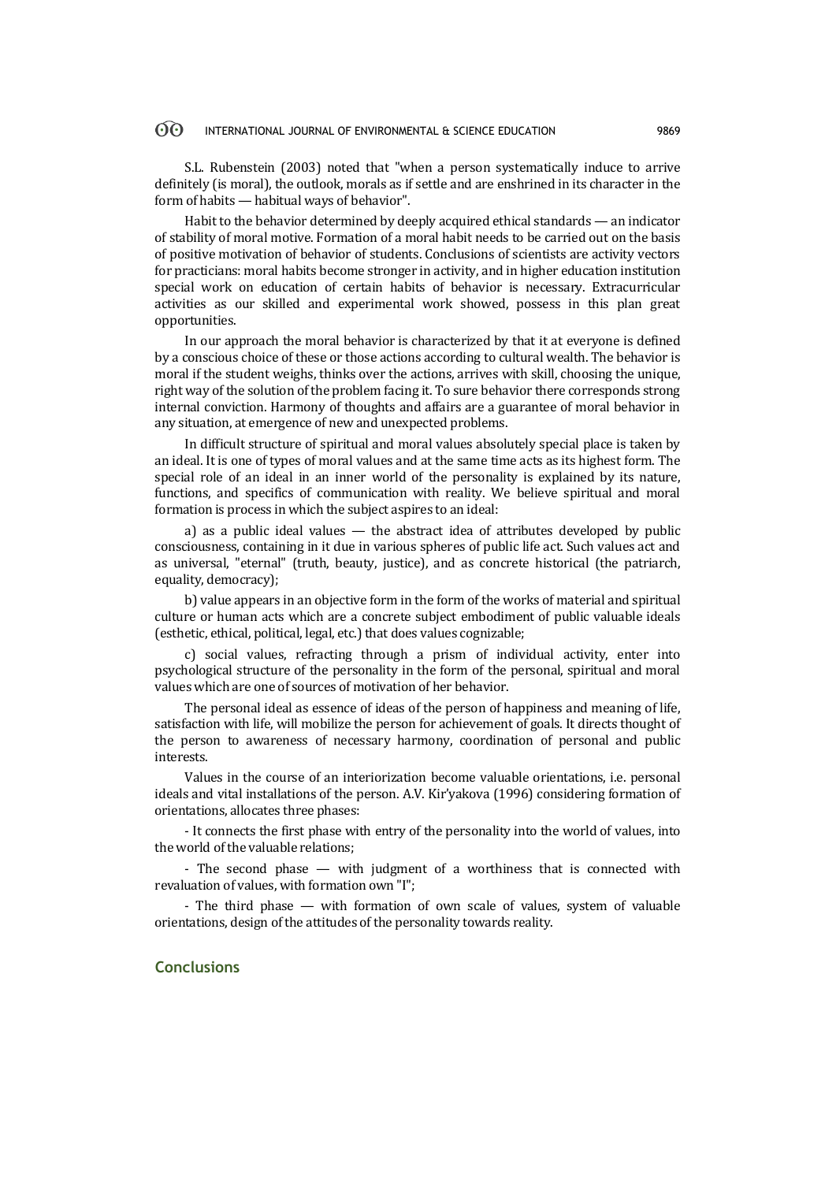S.L. Rubenstein (2003) noted that "when a person systematically induce to arrive definitely (is moral), the outlook, morals as if settle and are enshrined in its character in the form of habits — habitual ways of behavior".

Habit to the behavior determined by deeply acquired ethical standards — an indicator of stability of moral motive. Formation of a moral habit needs to be carried out on the basis of positive motivation of behavior of students. Conclusions of scientists are activity vectors for practicians: moral habits become stronger in activity, and in higher education institution special work on education of certain habits of behavior is necessary. Extracurricular activities as our skilled and experimental work showed, possess in this plan great opportunities.

In our approach the moral behavior is characterized by that it at everyone is defined by a conscious choice of these or those actions according to cultural wealth. The behavior is moral if the student weighs, thinks over the actions, arrives with skill, choosing the unique, right way of the solution of the problem facing it. To sure behavior there corresponds strong internal conviction. Harmony of thoughts and affairs are a guarantee of moral behavior in any situation, at emergence of new and unexpected problems.

In difficult structure of spiritual and moral values absolutely special place is taken by an ideal. It is one of types of moral values and at the same time acts as its highest form. The special role of an ideal in an inner world of the personality is explained by its nature, functions, and specifics of communication with reality. We believe spiritual and moral formation is process in which the subject aspires to an ideal:

a) as a public ideal values — the abstract idea of attributes developed by public consciousness, containing in it due in various spheres of public life act. Such values act and as universal, "eternal" (truth, beauty, justice), and as concrete historical (the patriarch, equality, democracy);

b) value appears in an objective form in the form of the works of material and spiritual culture or human acts which are a concrete subject embodiment of public valuable ideals (esthetic, ethical, political, legal, etc.) that does values cognizable;

c) social values, refracting through a prism of individual activity, enter into psychological structure of the personality in the form of the personal, spiritual and moral values which are one of sources of motivation of her behavior.

The personal ideal as essence of ideas of the person of happiness and meaning of life, satisfaction with life, will mobilize the person for achievement of goals. It directs thought of the person to awareness of necessary harmony, coordination of personal and public interests.

Values in the course of an interiorization become valuable orientations, i.e. personal ideals and vital installations of the person. A.V. Kir'yakova (1996) considering formation of orientations, allocates three phases:

- It connects the first phase with entry of the personality into the world of values, into the world of the valuable relations;

- The second phase — with judgment of a worthiness that is connected with revaluation of values, with formation own "I";

- The third phase — with formation of own scale of values, system of valuable orientations, design of the attitudes of the personality towards reality.

## Conclusions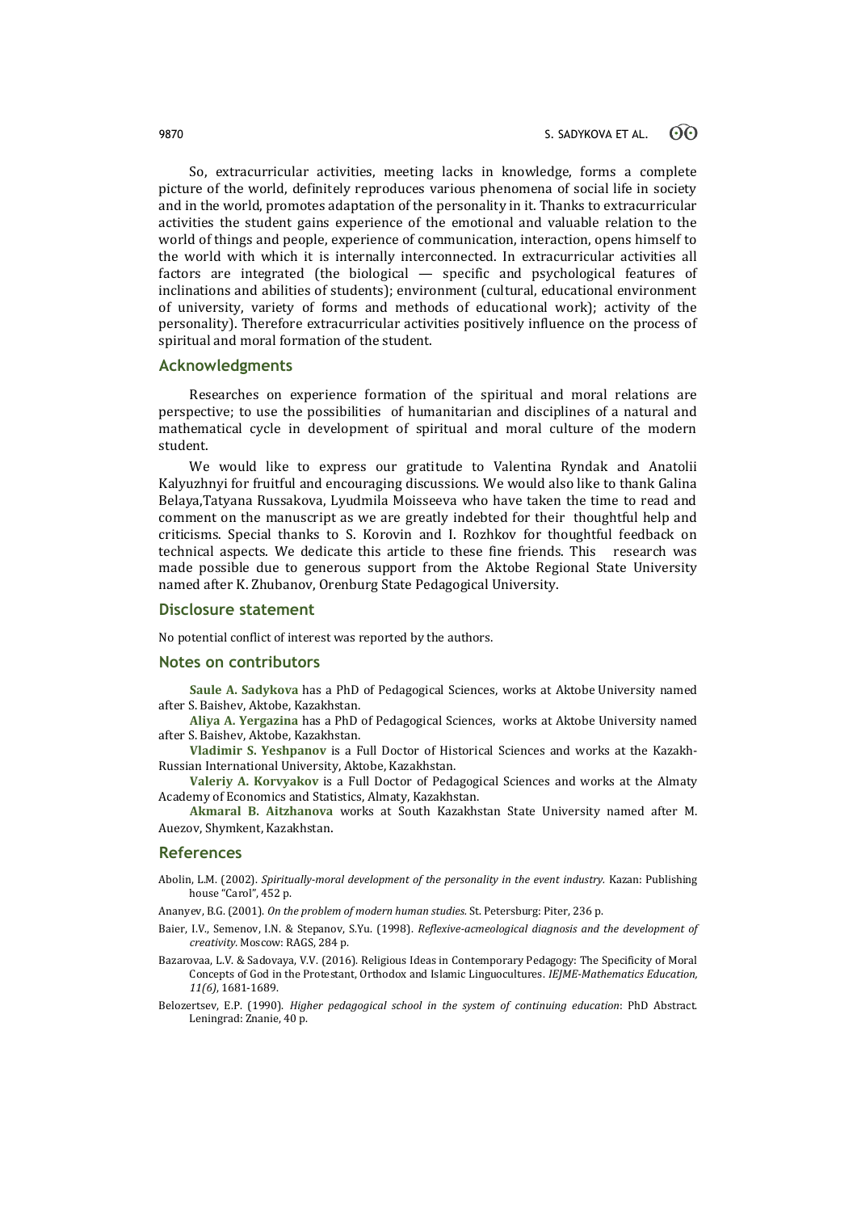So, extracurricular activities, meeting lacks in knowledge, forms a complete picture of the world, definitely reproduces various phenomena of social life in society and in the world, promotes adaptation of the personality in it. Thanks to extracurricular activities the student gains experience of the emotional and valuable relation to the world of things and people, experience of communication, interaction, opens himself to the world with which it is internally interconnected. In extracurricular activities all factors are integrated (the biological — specific and psychological features of inclinations and abilities of students); environment (cultural, educational environment of university, variety of forms and methods of educational work); activity of the personality). Therefore extracurricular activities positively influence on the process of spiritual and moral formation of the student.

## Acknowledgments

Researches on experience formation of the spiritual and moral relations are perspective; to use the possibilities of humanitarian and disciplines of a natural and mathematical cycle in development of spiritual and moral culture of the modern student.

We would like to express our gratitude to Valentina Ryndak and Anatolii Kalyuzhnyi for fruitful and encouraging discussions. We would also like to thank Galina Belaya,Tatyana Russakova, Lyudmila Moisseeva who have taken the time to read and comment on the manuscript as we are greatly indebted for their thoughtful help and criticisms. Special thanks to S. Korovin and I. Rozhkov for thoughtful feedback on technical aspects. We dedicate this article to these fine friends. This research was made possible due to generous support from the Aktobe Regional State University named after K. Zhubanov, Orenburg State Pedagogical University.

## Disclosure statement

No potential conflict of interest was reported by the authors.

## Notes on contributors

**Saule A. Sadykova** has a PhD of Pedagogical Sciences, works at Aktobe University named after S. Baishev, Aktobe, Kazakhstan.

**Aliya A. Yergazina** has a PhD of Pedagogical Sciences, works at Aktobe University named after S. Baishev, Aktobe, Kazakhstan.

**Vladimir S. Yeshpanov** is a Full Doctor of Historical Sciences and works at the Kazakh-Russian International University, Aktobe, Kazakhstan.

**Valeriy A. Korvyakov** is a Full Doctor of Pedagogical Sciences and works at the Almaty Academy of Economics and Statistics, Almaty, Kazakhstan.

**Akmaral B. Aitzhanova** works at South Kazakhstan State University named after M. Auezov, Shymkent, Kazakhstan.

## References

Abolin, L.M. (2002). *Spiritually-moral development of the personality in the event industry.* Kazan: Publishing house "Carol", 452 p.

Ananyev, B.G. (2001). *On the problem of modern human studies.* St. Petersburg: Piter, 236 p.

Baier, I.V., Semenov, I.N. & Stepanov, S.Yu. (1998). *Reflexive-acmeological diagnosis and the development of creativity.* Moscow: RAGS, 284 p.

Bazarovaa, L.V. & Sadovaya, V.V. (2016). Religious Ideas in Contemporary Pedagogy: The Specificity of Moral Concepts of God in the Protestant, Orthodox and Islamic Linguocultures. *IEJME-Mathematics Education, 11(6)*, 1681-1689.

Belozertsev, E.P. (1990). *Higher pedagogical school in the system of continuing education*: PhD Abstract. Leningrad: Znanie, 40 p.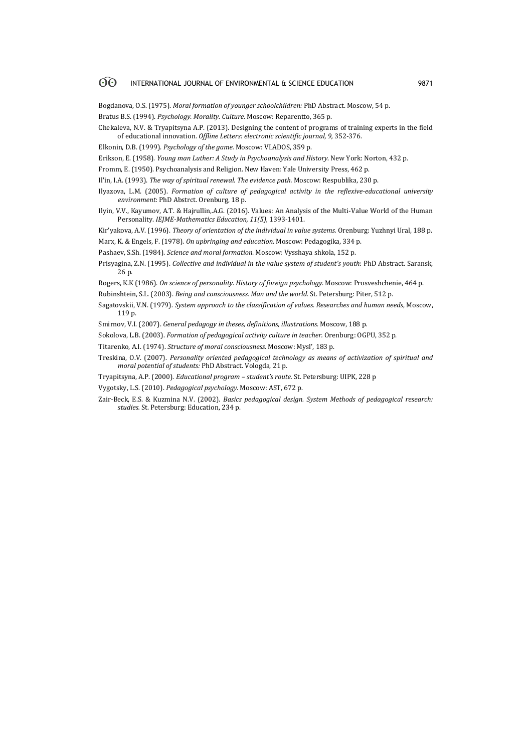Bogdanova, O.S. (1975). *Moral formation of younger schoolchildren:* PhD Abstract. Moscow, 54 p.

Bratus B.S. (1994). *Psychology. Morality. Culture.* Moscow: Reparentto, 365 p.

Chekaleva, N.V. & Tryapitsyna A.P. (2013). Designing the content of programs of training experts in the field of educational innovation. *Offline Letters: electronic scientific journal, 9,* 352-376.

Elkonin, D.B. (1999). *Psychology of the game.* Moscow: VLADOS, 359 p.

Erikson, E. (1958). *Young man Luther: A Study in Psychoanalysis and History.* New York: Norton, 432 p.

Fromm, E. (1950). Psychoanalysis and Religion. New Haven: Yale University Press, 462 p.

Il'in, I.A. (1993). *The way of spiritual renewal. The evidence path.* Moscow: Respublika, 230 p.

Ilyazova, L.M. (2005). *Formation of culture of pedagogical activity in the reflexive-educational university environment*: PhD Abstrct. Orenburg, 18 p.

Ilyin, V.V., Kayumov, A.T. & Hajrullin,.A.G. (2016). Values: An Analysis of the Multi-Value World of the Human Personality. *IEJME-Mathematics Education, 11(5),* 1393-1401.

Kir'yakova, A.V. (1996). *Theory of orientation of the individual in value systems.* Orenburg: Yuzhnyi Ural, 188 p.

Marx, K. & Engels, F. (1978). *On upbringing and education.* Moscow: Pedagogika, 334 p.

Pashaev, S.Sh. (1984). *Science and moral formation.* Moscow: Vysshaya shkola, 152 p.

Prisyagina, Z.N. (1995). *Collective and individual in the value system of student's youth*: PhD Abstract. Saransk, 26 p.

Rogers, K.K (1986). *On science of personality. History of foreign psychology.* Moscow: Prosveshchenie, 464 p.

Rubinshtein, S.L. (2003). *Being and consciousness. Man and the world.* St. Petersburg: Piter, 512 p.

Sagatovskii, V.N. (1979). *System approach to the classification of values. Researches and human needs*, Moscow, 119 p.

Smirnov, V.I. (2007). *General pedagogy in theses, definitions, illustrations.* Moscow, 188 p.

Sokolova, L.B. (2003). *Formation of pedagogical activity culture in teacher.* Orenburg: OGPU, 352 p.

Titarenko, A.I. (1974). *Structure of moral consciousness.* Moscow: Mysl', 183 p.

Treskina, O.V. (2007). *Personality oriented pedagogical technology as means of activization of spiritual and moral potential of students:* PhD Abstract. Vologda, 21 p.

Tryapitsyna, A.P. (2000). *Educational program – student's route.* St. Petersburg: UIPK, 228 p

Vygotsky, L.S. (2010). *Pedagogical psychology.* Moscow: AST, 672 p.

Zair-Beck, E.S. & Kuzmina N.V. (2002). *Basics pedagogical design. System Methods of pedagogical research: studies.* St. Petersburg: Education, 234 p.